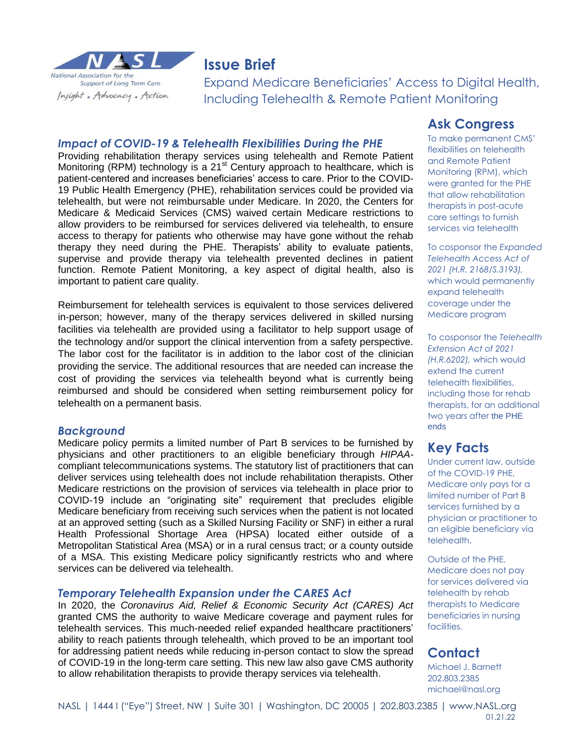National Association for the Support of Long Term Care

*Insight • Advocacy • Action*

# Issue Brief

## Expand Medicare Beneficiaries' Access to Digital Health, Including Telehealth & Remote Patient Monitoring

### *Impact of COVID-19 & Telehealth Flexibilities During the PHE*

Providing rehabilitation therapy services using telehealth and Remote Patient Monitoring (RPM) technology is a 21st Century approach to healthcare, which is patient-centered and increases beneficiaries' access to care. Prior to the COVID-19 Public Health Emergency (PHE), rehabilitation services could be provided via telehealth, but were not reimbursable under Medicare. In 2020, the Centers for Medicare & Medicaid Services (CMS) waived certain Medicare restrictions to allow providers to be reimbursed for services delivered via telehealth, to ensure access to therapy for patients who otherwise may have gone without the rehab therapy they need during the PHE. Therapists' ability to evaluate patients, supervise and provide therapy via telehealth prevented declines in patient function. Remote Patient Monitoring, a key aspect of digital health, also is important to patient care quality.

Reimbursement for telehealth services is equivalent to those services delivered in-person; however, many of the therapy services delivered in skilled nursing facilities via telehealth are provided using a facilitator to help support usage of the technology and/or support the clinical intervention from a safety perspective. The labor cost for the facilitator is in addition to the labor cost of the clinician providing the service. The additional resources that are needed can increase the cost of providing the services via telehealth beyond what is currently being reimbursed and should be considered when setting reimbursement policy for telehealth on a permanent basis.

### *Background*

Medicare policy permits a limited number of Part B services to be furnished by physicians and other practitioners to an eligible beneficiary through *HIPAA*-compliant telecommunications systems. The statutory list of practitioners that can deliver services using telehealth does not include rehabilitation therapists. Other Medicare restrictions on the provision of services via telehealth in place prior to COVID-19 include an "originating site" requirement that precludes eligible Medicare beneficiary from receiving such services when the patient is not located at an approved setting (such as a Skilled Nursing Facility or SNF) in either a rural Health Professional Shortage Area (HPSA) located either outside of a Metropolitan Statistical Area (MSA) or in a rural census tract; or a county outside of a MSA. This existing Medicare policy significantly restricts who and where services can be delivered via telehealth.

### *Temporary Telehealth Expansion under the CARES Act*

In 2020, the *Coronavirus Aid, Relief & Economic Security Act (CARES) Act* granted CMS the authority to waive Medicare coverage and payment rules for telehealth services. This much-needed relief expanded healthcare practitioners' ability to reach patients through telehealth, which proved to be an important tool for addressing patient needs while reducing in-person contact to slow the spread of COVID-19 in the long-term care setting. This new law also gave CMS authority to allow rehabilitation therapists to provide therapy services via telehealth.

## Ask Congress

To make permanent CMS' flexibilities on telehealth and Remote Patient Monitoring (RPM), which were granted for the PHE that allow rehabilitation therapists in post-acute care settings to furnish services via telehealth

To cosponsor the *Expanded Telehealth Access Act of 2021 (H.R. 2168/S.3193),* which would permanently expand telehealth coverage under the Medicare program

To cosponsor the *Telehealth Extension Act of 2021 (H.R.6202),* which would extend the current telehealth flexibilities, including those for rehab therapists, for an additional two years after the PHE ends

## Key Facts

Under current law, outside of the COVID-19 PHE, Medicare only pays for a limited number of Part B services furnished by a physician or practitioner to an eligible beneficiary via telehealth.

Outside of the PHE, Medicare does not pay for services delivered via telehealth by rehab therapists to Medicare beneficiaries in nursing facilities.

## Contact

Michael J. Barnett
202.803.2385
michael@nasl.org

NASL | 1444 I ("Eye") Street, NW | Suite 301 | Washington, DC 20005 | 202.803.2385 | www.NASL.org

01.21.22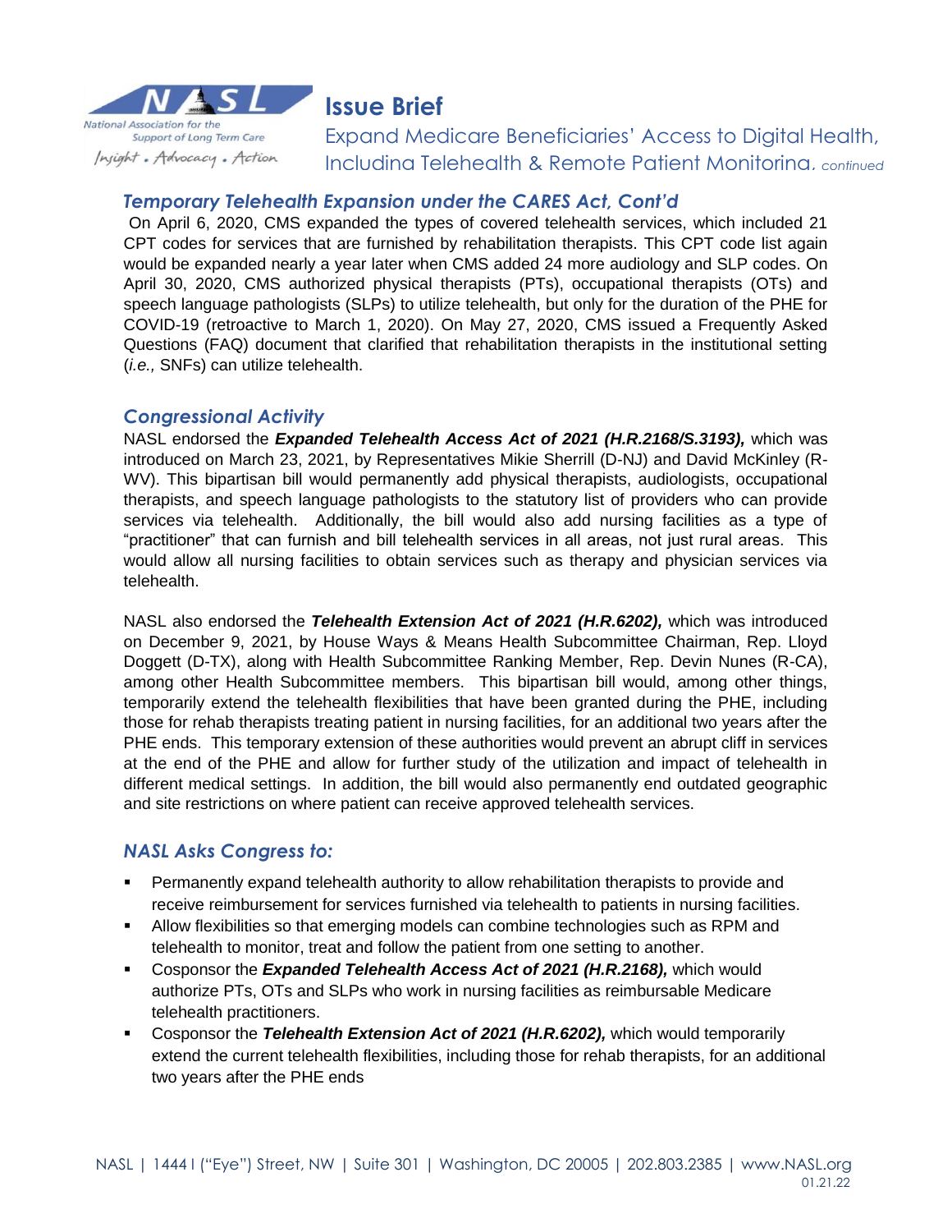## Temporary Telehealth Expansion under the CARES Act, Cont'd

On April 6, 2020, CMS expanded the types of covered telehealth services, which included 21 CPT codes for services that are furnished by rehabilitation therapists. This CPT code list again would be expanded nearly a year later when CMS added 24 more audiology and SLP codes. On April 30, 2020, CMS authorized physical therapists (PTs), occupational therapists (OTs) and speech language pathologists (SLPs) to utilize telehealth, but only for the duration of the PHE for COVID-19 (retroactive to March 1, 2020). On May 27, 2020, CMS issued a Frequently Asked Questions (FAQ) document that clarified that rehabilitation therapists in the institutional setting (*i.e.,* SNFs) can utilize telehealth.

## Congressional Activity

NASL endorsed the ***Expanded Telehealth Access Act of 2021 (H.R.2168/S.3193),*** which was introduced on March 23, 2021, by Representatives Mikie Sherrill (D-NJ) and David McKinley (R-WV). This bipartisan bill would permanently add physical therapists, audiologists, occupational therapists, and speech language pathologists to the statutory list of providers who can provide services via telehealth. Additionally, the bill would also add nursing facilities as a type of "practitioner" that can furnish and bill telehealth services in all areas, not just rural areas. This would allow all nursing facilities to obtain services such as therapy and physician services via telehealth.

NASL also endorsed the ***Telehealth Extension Act of 2021 (H.R.6202),*** which was introduced on December 9, 2021, by House Ways & Means Health Subcommittee Chairman, Rep. Lloyd Doggett (D-TX), along with Health Subcommittee Ranking Member, Rep. Devin Nunes (R-CA), among other Health Subcommittee members. This bipartisan bill would, among other things, temporarily extend the telehealth flexibilities that have been granted during the PHE, including those for rehab therapists treating patient in nursing facilities, for an additional two years after the PHE ends. This temporary extension of these authorities would prevent an abrupt cliff in services at the end of the PHE and allow for further study of the utilization and impact of telehealth in different medical settings. In addition, the bill would also permanently end outdated geographic and site restrictions on where patient can receive approved telehealth services.

## NASL Asks Congress to:

- Permanently expand telehealth authority to allow rehabilitation therapists to provide and receive reimbursement for services furnished via telehealth to patients in nursing facilities.
- Allow flexibilities so that emerging models can combine technologies such as RPM and telehealth to monitor, treat and follow the patient from one setting to another.
- Cosponsor the ***Expanded Telehealth Access Act of 2021 (H.R.2168),*** which would authorize PTs, OTs and SLPs who work in nursing facilities as reimbursable Medicare telehealth practitioners.
- Cosponsor the ***Telehealth Extension Act of 2021 (H.R.6202),*** which would temporarily extend the current telehealth flexibilities, including those for rehab therapists, for an additional two years after the PHE ends